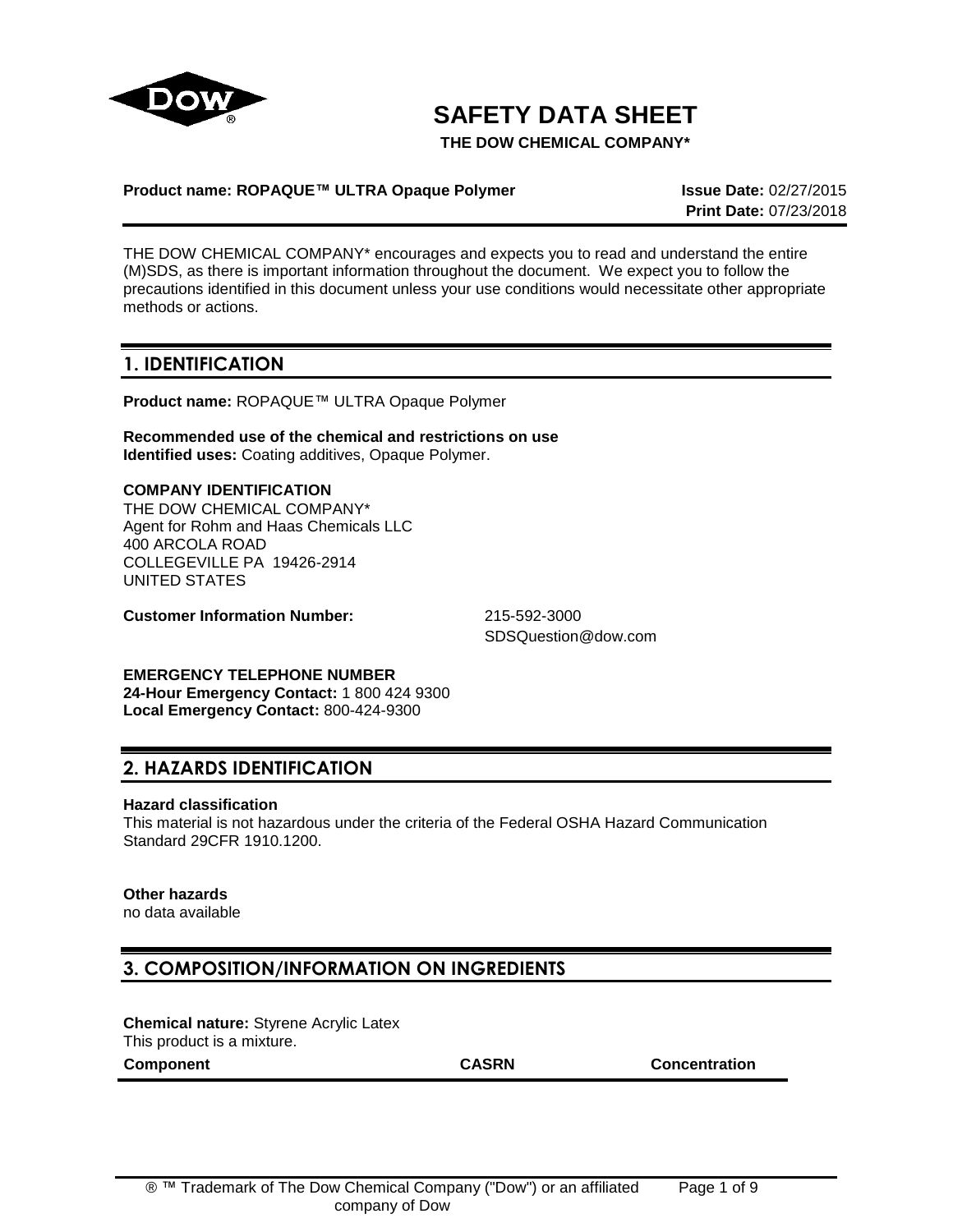# SAFETY DATA SHEET

**THE DOW CHEMICAL COMPANY***

**Product name: ROPAQUE™ ULTRA Opaque Polymer**

**Issue Date:** 02/27/2015
**Print Date:** 07/23/2018

THE DOW CHEMICAL COMPANY* encourages and expects you to read and understand the entire (M)SDS, as there is important information throughout the document. We expect you to follow the precautions identified in this document unless your use conditions would necessitate other appropriate methods or actions.

## 1. IDENTIFICATION

**Product name:** ROPAQUE™ ULTRA Opaque Polymer

**Recommended use of the chemical and restrictions on use**
**Identified uses:** Coating additives, Opaque Polymer.

**COMPANY IDENTIFICATION**
THE DOW CHEMICAL COMPANY*
Agent for Rohm and Haas Chemicals LLC
400 ARCOLA ROAD
COLLEGEVILLE PA 19426-2914
UNITED STATES

**Customer Information Number:** 215-592-3000
SDSQuestion@dow.com

**EMERGENCY TELEPHONE NUMBER**
**24-Hour Emergency Contact:** 1 800 424 9300
**Local Emergency Contact:** 800-424-9300

## 2. HAZARDS IDENTIFICATION

**Hazard classification**
This material is not hazardous under the criteria of the Federal OSHA Hazard Communication Standard 29CFR 1910.1200.

**Other hazards**
no data available

## 3. COMPOSITION/INFORMATION ON INGREDIENTS

**Chemical nature:** Styrene Acrylic Latex
This product is a mixture.

| Component | CASRN | Concentration |
| --- | --- | --- |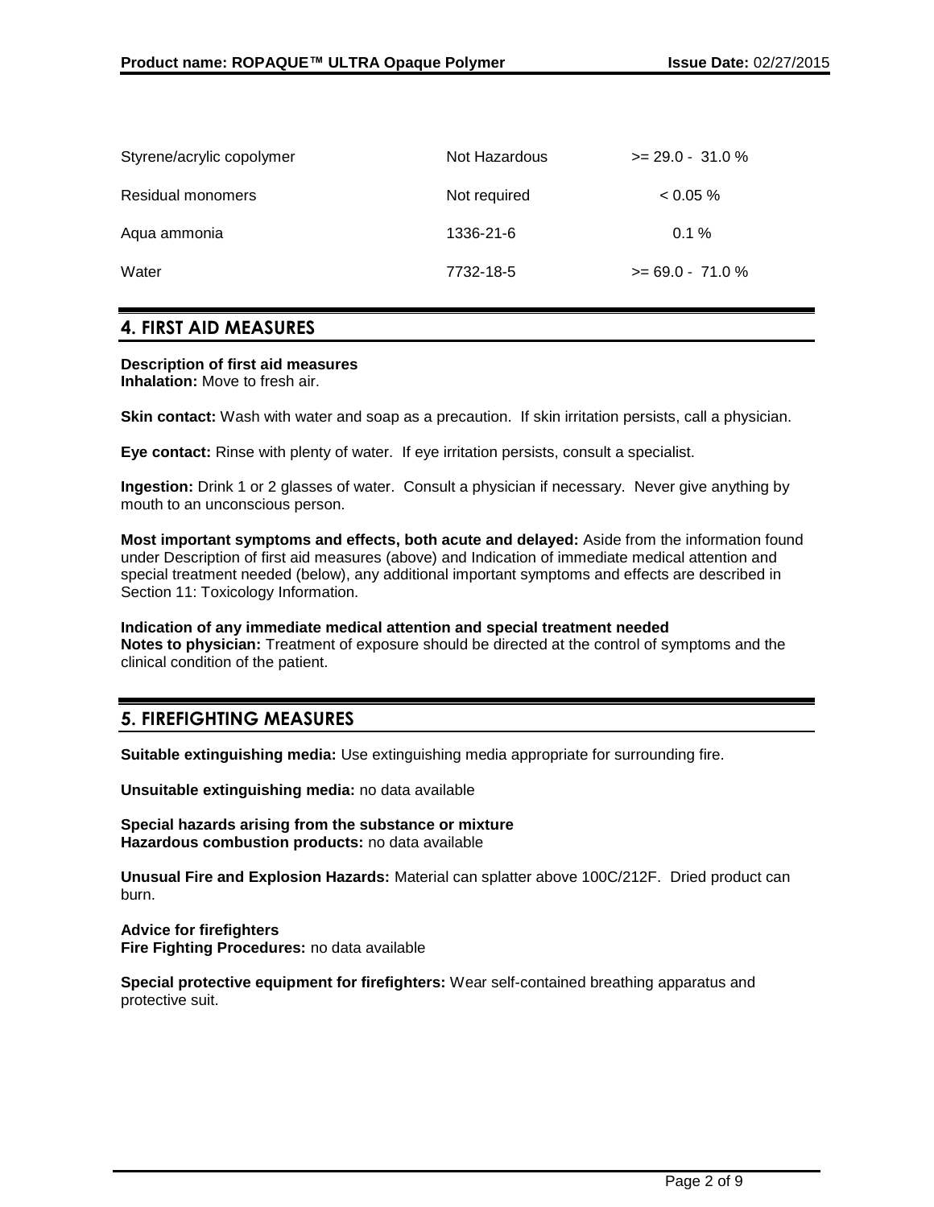| | | |
|---|---|---|
| Styrene/acrylic copolymer | Not Hazardous | >= 29.0 - 31.0 % |
| Residual monomers | Not required | < 0.05 % |
| Aqua ammonia | 1336-21-6 | 0.1 % |
| Water | 7732-18-5 | >= 69.0 - 71.0 % |

## 4. FIRST AID MEASURES

**Description of first aid measures**
**Inhalation:** Move to fresh air.

**Skin contact:** Wash with water and soap as a precaution. If skin irritation persists, call a physician.

**Eye contact:** Rinse with plenty of water. If eye irritation persists, consult a specialist.

**Ingestion:** Drink 1 or 2 glasses of water. Consult a physician if necessary. Never give anything by mouth to an unconscious person.

**Most important symptoms and effects, both acute and delayed:** Aside from the information found under Description of first aid measures (above) and Indication of immediate medical attention and special treatment needed (below), any additional important symptoms and effects are described in Section 11: Toxicology Information.

**Indication of any immediate medical attention and special treatment needed**
**Notes to physician:** Treatment of exposure should be directed at the control of symptoms and the clinical condition of the patient.

## 5. FIREFIGHTING MEASURES

**Suitable extinguishing media:** Use extinguishing media appropriate for surrounding fire.

**Unsuitable extinguishing media:** no data available

**Special hazards arising from the substance or mixture**
**Hazardous combustion products:** no data available

**Unusual Fire and Explosion Hazards:** Material can splatter above 100C/212F. Dried product can burn.

**Advice for firefighters**
**Fire Fighting Procedures:** no data available

**Special protective equipment for firefighters:** Wear self-contained breathing apparatus and protective suit.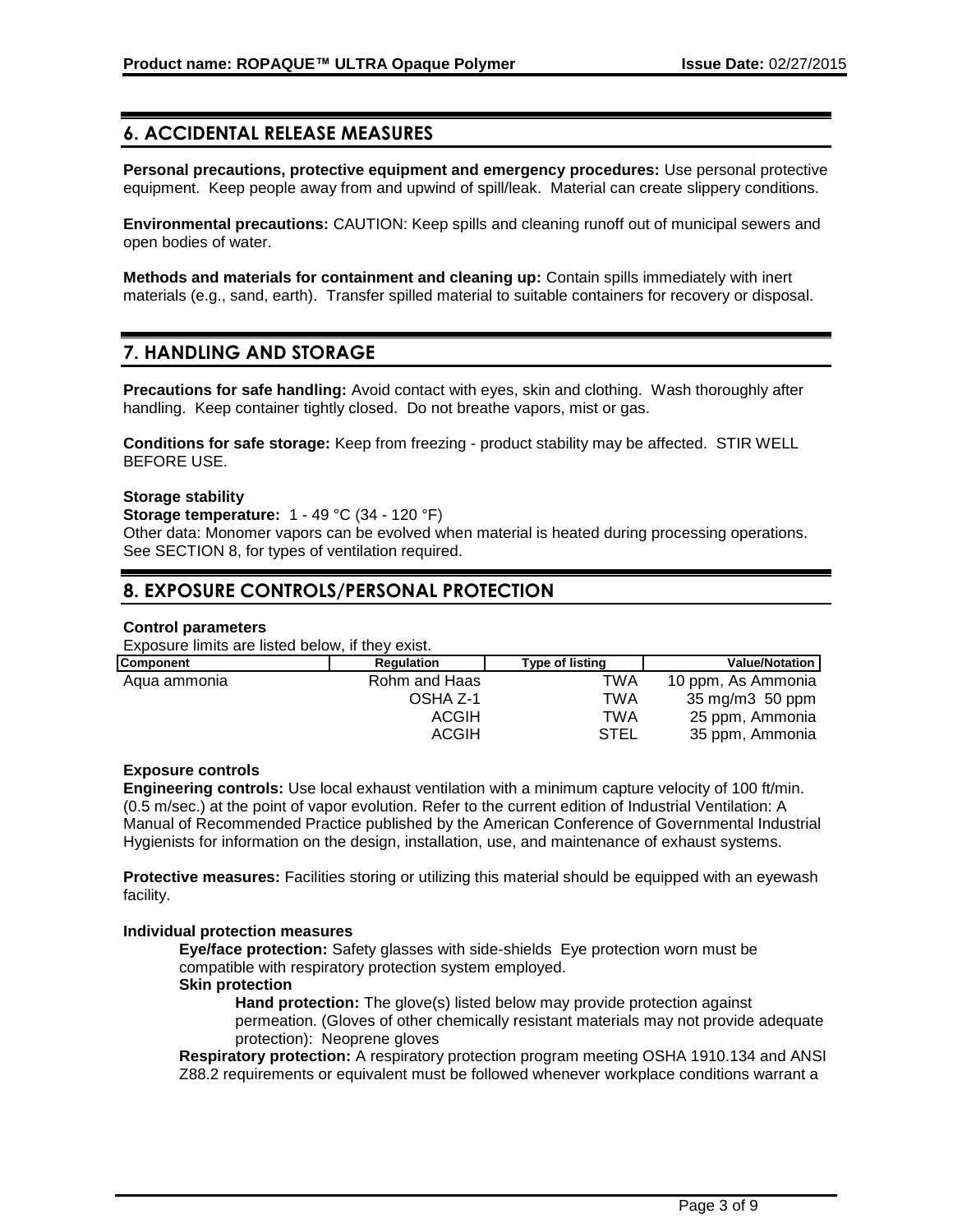## 6. ACCIDENTAL RELEASE MEASURES

**Personal precautions, protective equipment and emergency procedures:** Use personal protective equipment. Keep people away from and upwind of spill/leak. Material can create slippery conditions.

**Environmental precautions:** CAUTION: Keep spills and cleaning runoff out of municipal sewers and open bodies of water.

**Methods and materials for containment and cleaning up:** Contain spills immediately with inert materials (e.g., sand, earth). Transfer spilled material to suitable containers for recovery or disposal.

## 7. HANDLING AND STORAGE

**Precautions for safe handling:** Avoid contact with eyes, skin and clothing. Wash thoroughly after handling. Keep container tightly closed. Do not breathe vapors, mist or gas.

**Conditions for safe storage:** Keep from freezing - product stability may be affected. STIR WELL BEFORE USE.

**Storage stability**
**Storage temperature:** 1 - 49 °C (34 - 120 °F)
Other data: Monomer vapors can be evolved when material is heated during processing operations. See SECTION 8, for types of ventilation required.

## 8. EXPOSURE CONTROLS/PERSONAL PROTECTION

**Control parameters**
Exposure limits are listed below, if they exist.

| Component | Regulation | Type of listing | Value/Notation |
|---|---|---|---|
| Aqua ammonia | Rohm and Haas | TWA | 10 ppm, As Ammonia |
| | OSHA Z-1 | TWA | 35 mg/m3 50 ppm |
| | ACGIH | TWA | 25 ppm, Ammonia |
| | ACGIH | STEL | 35 ppm, Ammonia |

**Exposure controls**
**Engineering controls:** Use local exhaust ventilation with a minimum capture velocity of 100 ft/min. (0.5 m/sec.) at the point of vapor evolution. Refer to the current edition of Industrial Ventilation: A Manual of Recommended Practice published by the American Conference of Governmental Industrial Hygienists for information on the design, installation, use, and maintenance of exhaust systems.

**Protective measures:** Facilities storing or utilizing this material should be equipped with an eyewash facility.

**Individual protection measures**

**Eye/face protection:** Safety glasses with side-shields Eye protection worn must be compatible with respiratory protection system employed.

**Skin protection**

**Hand protection:** The glove(s) listed below may provide protection against permeation. (Gloves of other chemically resistant materials may not provide adequate protection): Neoprene gloves

**Respiratory protection:** A respiratory protection program meeting OSHA 1910.134 and ANSI Z88.2 requirements or equivalent must be followed whenever workplace conditions warrant a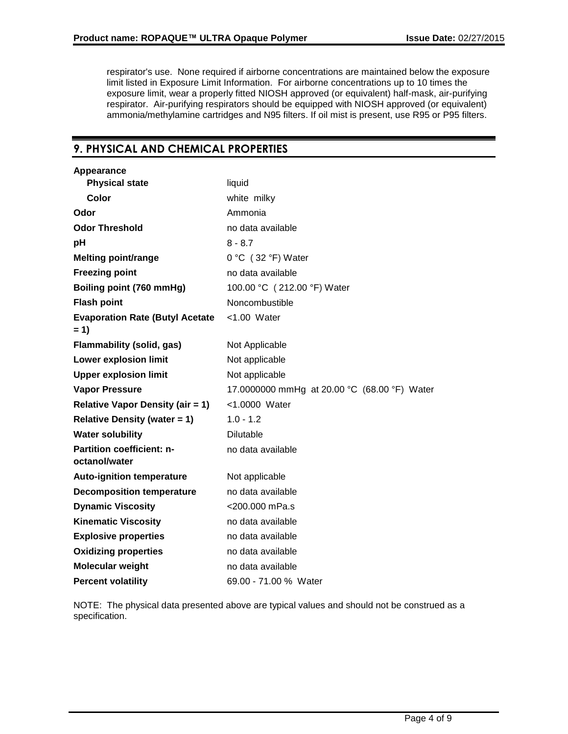respirator's use. None required if airborne concentrations are maintained below the exposure limit listed in Exposure Limit Information. For airborne concentrations up to 10 times the exposure limit, wear a properly fitted NIOSH approved (or equivalent) half-mask, air-purifying respirator. Air-purifying respirators should be equipped with NIOSH approved (or equivalent) ammonia/methylamine cartridges and N95 filters. If oil mist is present, use R95 or P95 filters.

## 9. PHYSICAL AND CHEMICAL PROPERTIES

| Property | Value |
|---|---|
| **Appearance** | |
| **Physical state** | liquid |
| **Color** | white milky |
| **Odor** | Ammonia |
| **Odor Threshold** | no data available |
| **pH** | 8 - 8.7 |
| **Melting point/range** | 0 °C ( 32 °F) Water |
| **Freezing point** | no data available |
| **Boiling point (760 mmHg)** | 100.00 °C ( 212.00 °F) Water |
| **Flash point** | Noncombustible |
| **Evaporation Rate (Butyl Acetate = 1)** | <1.00 Water |
| **Flammability (solid, gas)** | Not Applicable |
| **Lower explosion limit** | Not applicable |
| **Upper explosion limit** | Not applicable |
| **Vapor Pressure** | 17.0000000 mmHg at 20.00 °C (68.00 °F) Water |
| **Relative Vapor Density (air = 1)** | <1.0000 Water |
| **Relative Density (water = 1)** | 1.0 - 1.2 |
| **Water solubility** | Dilutable |
| **Partition coefficient: n-octanol/water** | no data available |
| **Auto-ignition temperature** | Not applicable |
| **Decomposition temperature** | no data available |
| **Dynamic Viscosity** | <200.000 mPa.s |
| **Kinematic Viscosity** | no data available |
| **Explosive properties** | no data available |
| **Oxidizing properties** | no data available |
| **Molecular weight** | no data available |
| **Percent volatility** | 69.00 - 71.00 % Water |

NOTE: The physical data presented above are typical values and should not be construed as a specification.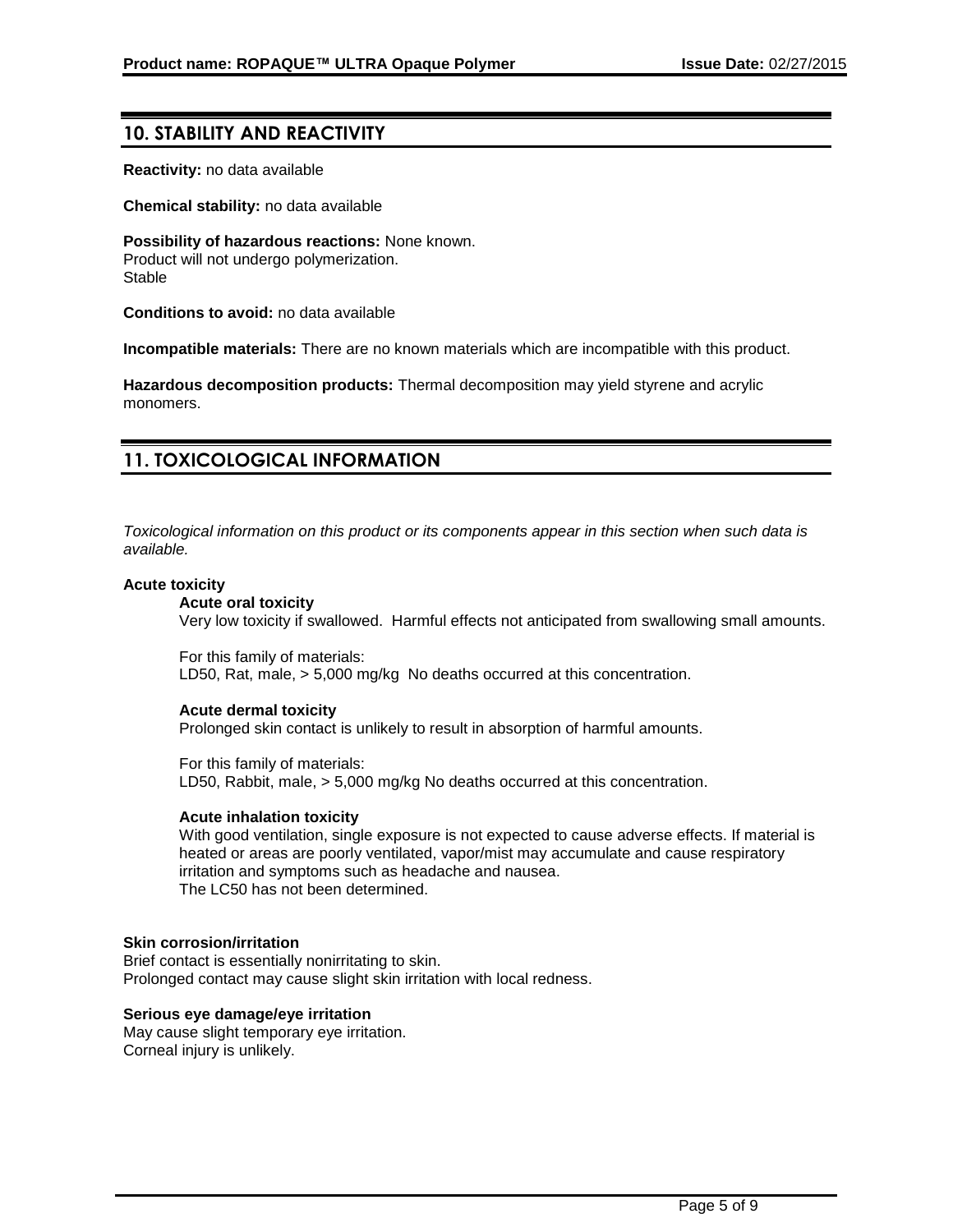## 10. STABILITY AND REACTIVITY

**Reactivity:** no data available

**Chemical stability:** no data available

**Possibility of hazardous reactions:** None known.
Product will not undergo polymerization.
Stable

**Conditions to avoid:** no data available

**Incompatible materials:** There are no known materials which are incompatible with this product.

**Hazardous decomposition products:** Thermal decomposition may yield styrene and acrylic monomers.

## 11. TOXICOLOGICAL INFORMATION

*Toxicological information on this product or its components appear in this section when such data is available.*

**Acute toxicity**

**Acute oral toxicity**
Very low toxicity if swallowed. Harmful effects not anticipated from swallowing small amounts.

For this family of materials:
LD50, Rat, male, > 5,000 mg/kg No deaths occurred at this concentration.

**Acute dermal toxicity**
Prolonged skin contact is unlikely to result in absorption of harmful amounts.

For this family of materials:
LD50, Rabbit, male, > 5,000 mg/kg No deaths occurred at this concentration.

**Acute inhalation toxicity**
With good ventilation, single exposure is not expected to cause adverse effects. If material is heated or areas are poorly ventilated, vapor/mist may accumulate and cause respiratory irritation and symptoms such as headache and nausea.
The LC50 has not been determined.

**Skin corrosion/irritation**
Brief contact is essentially nonirritating to skin.
Prolonged contact may cause slight skin irritation with local redness.

**Serious eye damage/eye irritation**
May cause slight temporary eye irritation.
Corneal injury is unlikely.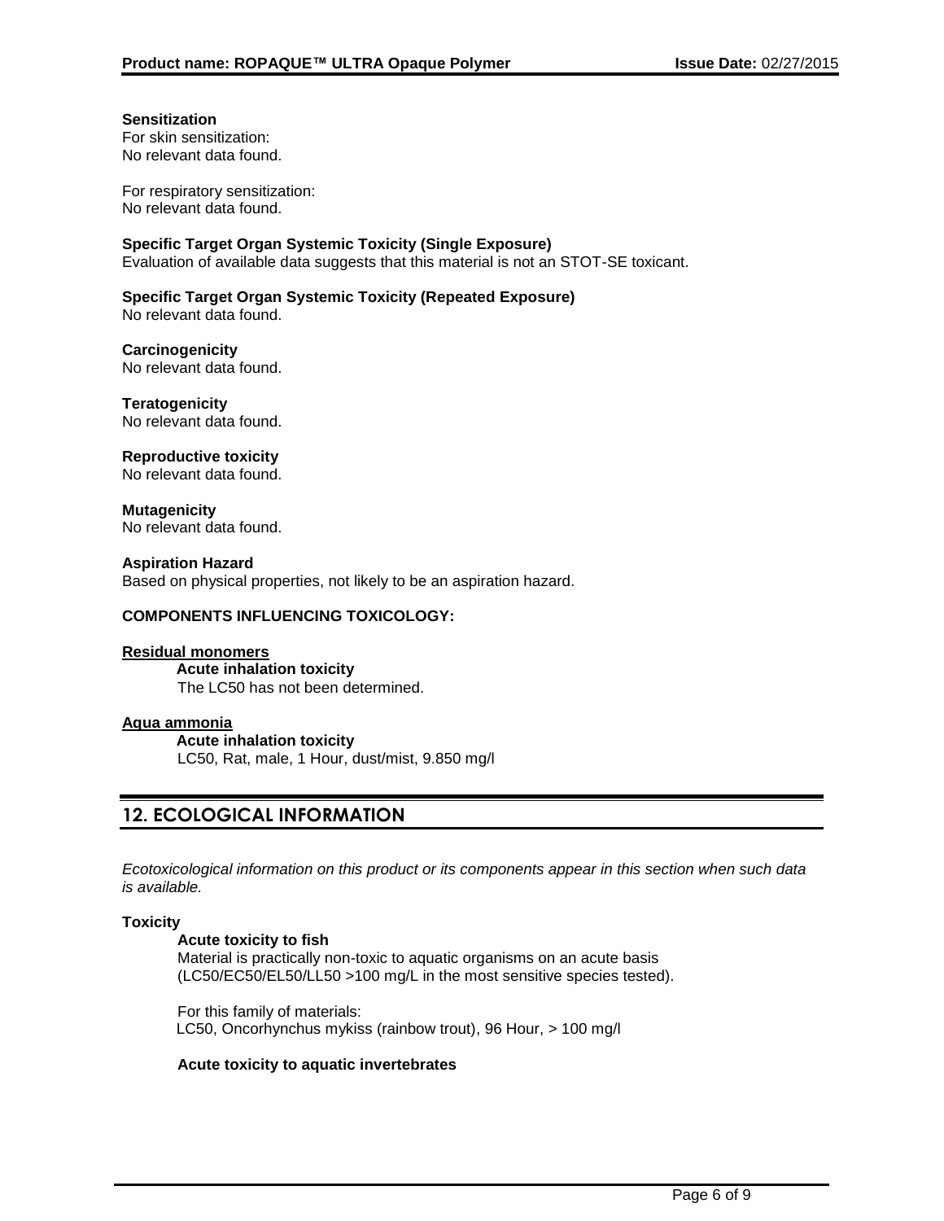**Sensitization**
For skin sensitization:
No relevant data found.

For respiratory sensitization:
No relevant data found.

**Specific Target Organ Systemic Toxicity (Single Exposure)**
Evaluation of available data suggests that this material is not an STOT-SE toxicant.

**Specific Target Organ Systemic Toxicity (Repeated Exposure)**
No relevant data found.

**Carcinogenicity**
No relevant data found.

**Teratogenicity**
No relevant data found.

**Reproductive toxicity**
No relevant data found.

**Mutagenicity**
No relevant data found.

**Aspiration Hazard**
Based on physical properties, not likely to be an aspiration hazard.

**COMPONENTS INFLUENCING TOXICOLOGY:**

**Residual monomers**

**Acute inhalation toxicity**
The LC50 has not been determined.

**Aqua ammonia**

**Acute inhalation toxicity**
LC50, Rat, male, 1 Hour, dust/mist, 9.850 mg/l

## 12. ECOLOGICAL INFORMATION

*Ecotoxicological information on this product or its components appear in this section when such data is available.*

**Toxicity**

**Acute toxicity to fish**
Material is practically non-toxic to aquatic organisms on an acute basis (LC50/EC50/EL50/LL50 >100 mg/L in the most sensitive species tested).

For this family of materials:
LC50, Oncorhynchus mykiss (rainbow trout), 96 Hour, > 100 mg/l

**Acute toxicity to aquatic invertebrates**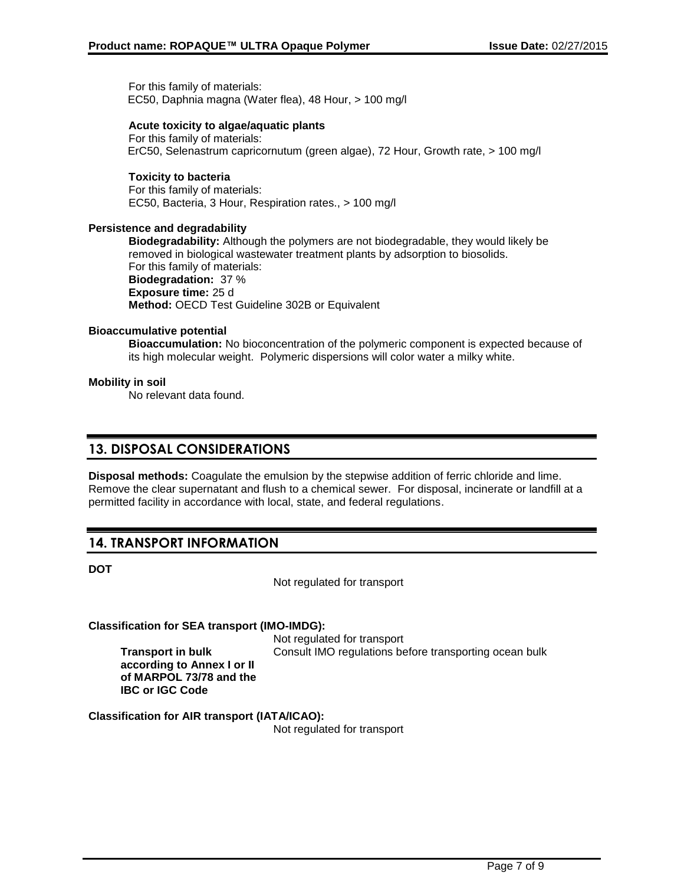For this family of materials:
EC50, Daphnia magna (Water flea), 48 Hour, > 100 mg/l

**Acute toxicity to algae/aquatic plants**
For this family of materials:
ErC50, Selenastrum capricornutum (green algae), 72 Hour, Growth rate, > 100 mg/l

**Toxicity to bacteria**
For this family of materials:
EC50, Bacteria, 3 Hour, Respiration rates., > 100 mg/l

**Persistence and degradability**

**Biodegradability:** Although the polymers are not biodegradable, they would likely be removed in biological wastewater treatment plants by adsorption to biosolids.
For this family of materials:
**Biodegradation:** 37 %
**Exposure time:** 25 d
**Method:** OECD Test Guideline 302B or Equivalent

**Bioaccumulative potential**

**Bioaccumulation:** No bioconcentration of the polymeric component is expected because of its high molecular weight. Polymeric dispersions will color water a milky white.

**Mobility in soil**

No relevant data found.

## 13. DISPOSAL CONSIDERATIONS

**Disposal methods:** Coagulate the emulsion by the stepwise addition of ferric chloride and lime. Remove the clear supernatant and flush to a chemical sewer. For disposal, incinerate or landfill at a permitted facility in accordance with local, state, and federal regulations.

## 14. TRANSPORT INFORMATION

**DOT**

Not regulated for transport

**Classification for SEA transport (IMO-IMDG):**

Not regulated for transport

**Transport in bulk according to Annex I or II of MARPOL 73/78 and the IBC or IGC Code**: Consult IMO regulations before transporting ocean bulk

**Classification for AIR transport (IATA/ICAO):**

Not regulated for transport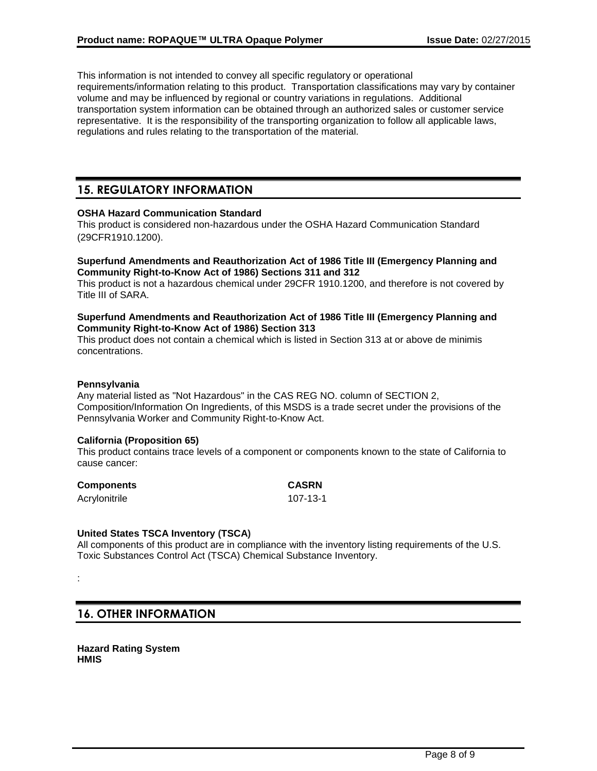This information is not intended to convey all specific regulatory or operational requirements/information relating to this product. Transportation classifications may vary by container volume and may be influenced by regional or country variations in regulations. Additional transportation system information can be obtained through an authorized sales or customer service representative. It is the responsibility of the transporting organization to follow all applicable laws, regulations and rules relating to the transportation of the material.

## 15. REGULATORY INFORMATION

**OSHA Hazard Communication Standard**

This product is considered non-hazardous under the OSHA Hazard Communication Standard (29CFR1910.1200).

**Superfund Amendments and Reauthorization Act of 1986 Title III (Emergency Planning and Community Right-to-Know Act of 1986) Sections 311 and 312**

This product is not a hazardous chemical under 29CFR 1910.1200, and therefore is not covered by Title III of SARA.

**Superfund Amendments and Reauthorization Act of 1986 Title III (Emergency Planning and Community Right-to-Know Act of 1986) Section 313**

This product does not contain a chemical which is listed in Section 313 at or above de minimis concentrations.

**Pennsylvania**

Any material listed as "Not Hazardous" in the CAS REG NO. column of SECTION 2, Composition/Information On Ingredients, of this MSDS is a trade secret under the provisions of the Pennsylvania Worker and Community Right-to-Know Act.

**California (Proposition 65)**

This product contains trace levels of a component or components known to the state of California to cause cancer:

| Components | CASRN |
|---|---|
| Acrylonitrile | 107-13-1 |

**United States TSCA Inventory (TSCA)**

All components of this product are in compliance with the inventory listing requirements of the U.S. Toxic Substances Control Act (TSCA) Chemical Substance Inventory.

:

## 16. OTHER INFORMATION

**Hazard Rating System**
**HMIS**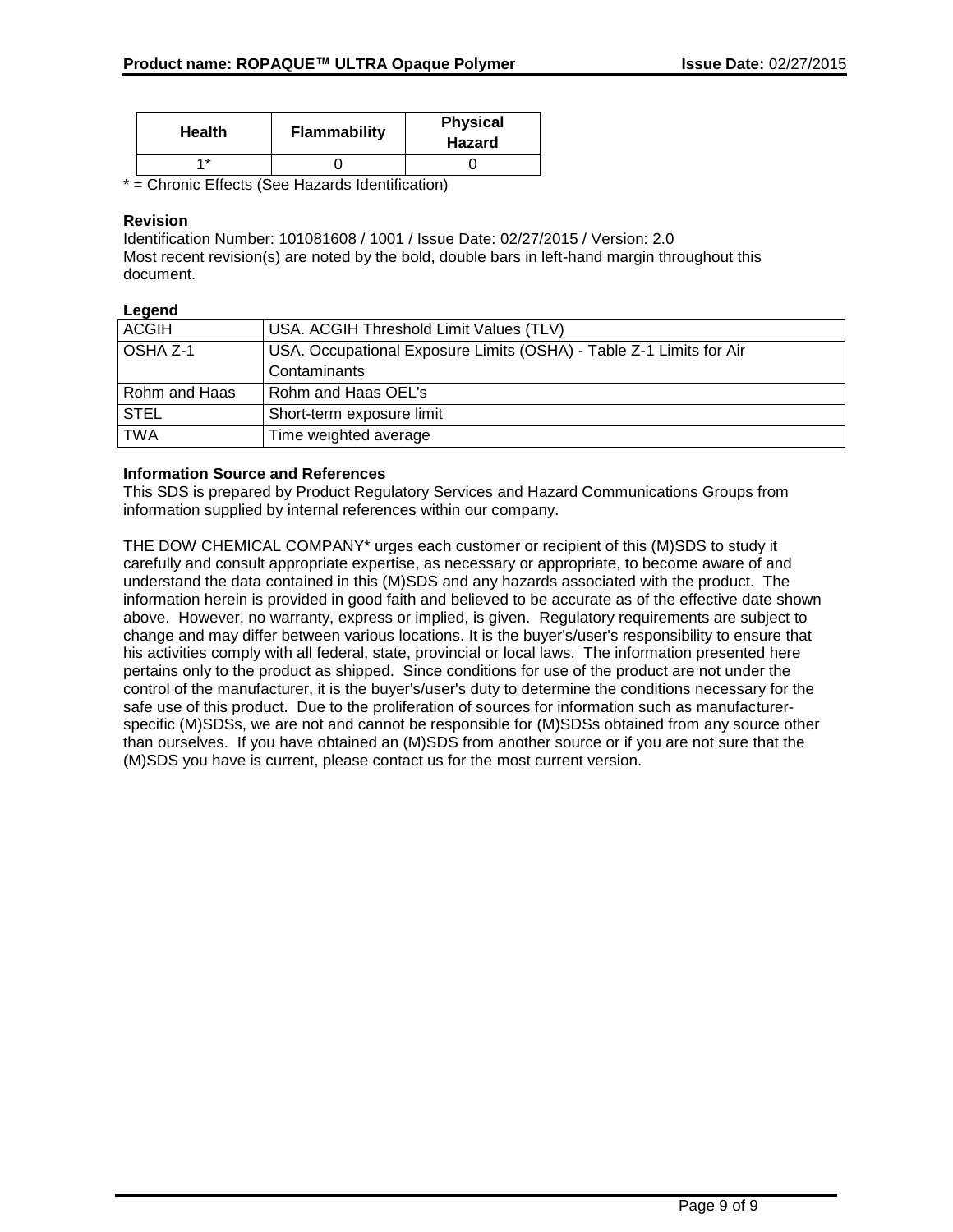| Health | Flammability | Physical Hazard |
| --- | --- | --- |
| 1* | 0 | 0 |

* = Chronic Effects (See Hazards Identification)

**Revision**

Identification Number: 101081608 / 1001 / Issue Date: 02/27/2015 / Version: 2.0
Most recent revision(s) are noted by the bold, double bars in left-hand margin throughout this document.

**Legend**

| | |
| --- | --- |
| ACGIH | USA. ACGIH Threshold Limit Values (TLV) |
| OSHA Z-1 | USA. Occupational Exposure Limits (OSHA) - Table Z-1 Limits for Air Contaminants |
| Rohm and Haas | Rohm and Haas OEL's |
| STEL | Short-term exposure limit |
| TWA | Time weighted average |

**Information Source and References**

This SDS is prepared by Product Regulatory Services and Hazard Communications Groups from information supplied by internal references within our company.

THE DOW CHEMICAL COMPANY* urges each customer or recipient of this (M)SDS to study it carefully and consult appropriate expertise, as necessary or appropriate, to become aware of and understand the data contained in this (M)SDS and any hazards associated with the product. The information herein is provided in good faith and believed to be accurate as of the effective date shown above. However, no warranty, express or implied, is given. Regulatory requirements are subject to change and may differ between various locations. It is the buyer's/user's responsibility to ensure that his activities comply with all federal, state, provincial or local laws. The information presented here pertains only to the product as shipped. Since conditions for use of the product are not under the control of the manufacturer, it is the buyer's/user's duty to determine the conditions necessary for the safe use of this product. Due to the proliferation of sources for information such as manufacturer-specific (M)SDSs, we are not and cannot be responsible for (M)SDSs obtained from any source other than ourselves. If you have obtained an (M)SDS from another source or if you are not sure that the (M)SDS you have is current, please contact us for the most current version.